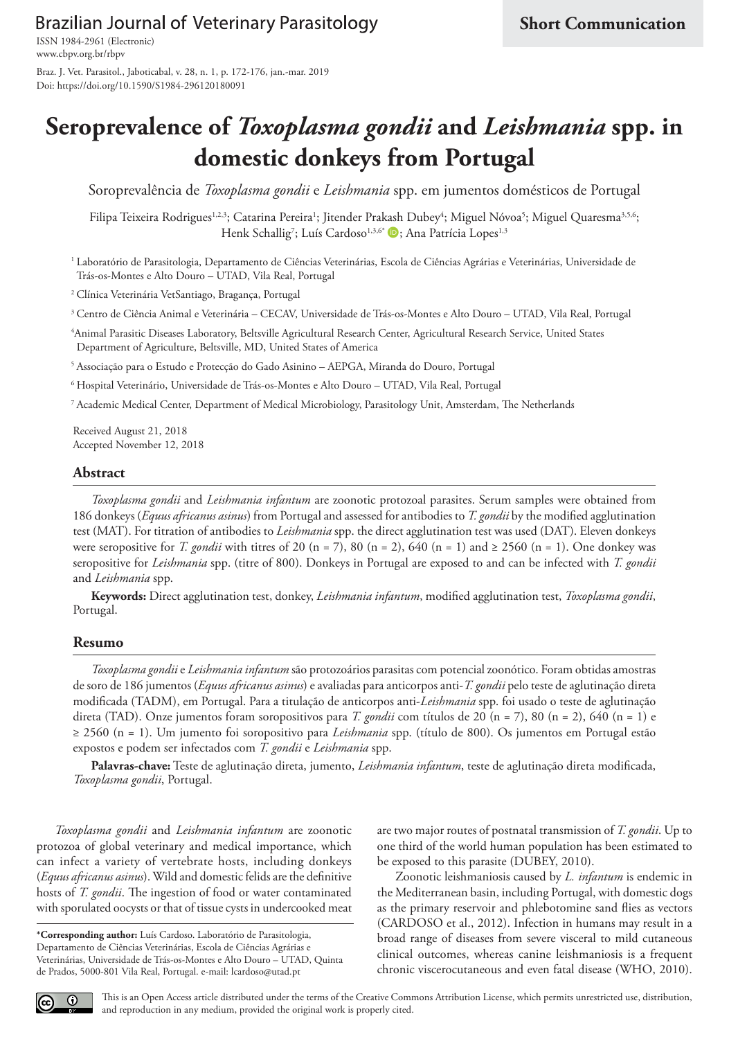Short Communication

# Seroprevalence of *Toxoplasma gondii* and *Leishmania* spp. in domestic donkeys from Portugal

Soroprevalência de *Toxoplasma gondii* e *Leishmania* spp. em jumentos domésticos de Portugal

Filipa Teixeira Rodrigues[1,2,3]; Catarina Pereira[1]; Jitender Prakash Dubey[4]; Miguel Nóvoa[5]; Miguel Quaresma[3,5,6]; Henk Schallig[7]; Luís Cardoso[1,3,6*]; Ana Patrícia Lopes[1,3]

[1] Laboratório de Parasitologia, Departamento de Ciências Veterinárias, Escola de Ciências Agrárias e Veterinárias, Universidade de Trás-os-Montes e Alto Douro – UTAD, Vila Real, Portugal

[2] Clínica Veterinária VetSantiago, Bragança, Portugal

[3] Centro de Ciência Animal e Veterinária – CECAV, Universidade de Trás-os-Montes e Alto Douro – UTAD, Vila Real, Portugal

[4] Animal Parasitic Diseases Laboratory, Beltsville Agricultural Research Center, Agricultural Research Service, United States Department of Agriculture, Beltsville, MD, United States of America

[5] Associação para o Estudo e Protecção do Gado Asinino – AEPGA, Miranda do Douro, Portugal

[6] Hospital Veterinário, Universidade de Trás-os-Montes e Alto Douro – UTAD, Vila Real, Portugal

[7] Academic Medical Center, Department of Medical Microbiology, Parasitology Unit, Amsterdam, The Netherlands

Received August 21, 2018
Accepted November 12, 2018

## Abstract

*Toxoplasma gondii* and *Leishmania infantum* are zoonotic protozoal parasites. Serum samples were obtained from 186 donkeys (*Equus africanus asinus*) from Portugal and assessed for antibodies to *T. gondii* by the modified agglutination test (MAT). For titration of antibodies to *Leishmania* spp. the direct agglutination test was used (DAT). Eleven donkeys were seropositive for *T. gondii* with titres of 20 (n = 7), 80 (n = 2), 640 (n = 1) and ≥ 2560 (n = 1). One donkey was seropositive for *Leishmania* spp. (titre of 800). Donkeys in Portugal are exposed to and can be infected with *T. gondii* and *Leishmania* spp.

**Keywords:** Direct agglutination test, donkey, *Leishmania infantum*, modified agglutination test, *Toxoplasma gondii*, Portugal.

## Resumo

*Toxoplasma gondii* e *Leishmania infantum* são protozoários parasitas com potencial zoonótico. Foram obtidas amostras de soro de 186 jumentos (*Equus africanus asinus*) e avaliadas para anticorpos anti-*T. gondii* pelo teste de aglutinação direta modificada (TADM), em Portugal. Para a titulação de anticorpos anti-*Leishmania* spp. foi usado o teste de aglutinação direta (TAD). Onze jumentos foram soropositivos para *T. gondii* com títulos de 20 (n = 7), 80 (n = 2), 640 (n = 1) e ≥ 2560 (n = 1). Um jumento foi soropositivo para *Leishmania* spp. (título de 800). Os jumentos em Portugal estão expostos e podem ser infectados com *T. gondii* e *Leishmania* spp.

**Palavras-chave:** Teste de aglutinação direta, jumento, *Leishmania infantum*, teste de aglutinação direta modificada, *Toxoplasma gondii*, Portugal.

*Toxoplasma gondii* and *Leishmania infantum* are zoonotic protozoa of global veterinary and medical importance, which can infect a variety of vertebrate hosts, including donkeys (*Equus africanus asinus*). Wild and domestic felids are the definitive hosts of *T. gondii*. The ingestion of food or water contaminated with sporulated oocysts or that of tissue cysts in undercooked meat are two major routes of postnatal transmission of *T. gondii*. Up to one third of the world human population has been estimated to be exposed to this parasite (DUBEY, 2010).

Zoonotic leishmaniosis caused by *L. infantum* is endemic in the Mediterranean basin, including Portugal, with domestic dogs as the primary reservoir and phlebotomine sand flies as vectors (CARDOSO et al., 2012). Infection in humans may result in a broad range of diseases from severe visceral to mild cutaneous clinical outcomes, whereas canine leishmaniosis is a frequent chronic viscerocutaneous and even fatal disease (WHO, 2010).

*Corresponding author: Luís Cardoso. Laboratório de Parasitologia, Departamento de Ciências Veterinárias, Escola de Ciências Agrárias e Veterinárias, Universidade de Trás-os-Montes e Alto Douro – UTAD, Quinta de Prados, 5000-801 Vila Real, Portugal. e-mail: lcardoso@utad.pt

This is an Open Access article distributed under the terms of the Creative Commons Attribution License, which permits unrestricted use, distribution, and reproduction in any medium, provided the original work is properly cited.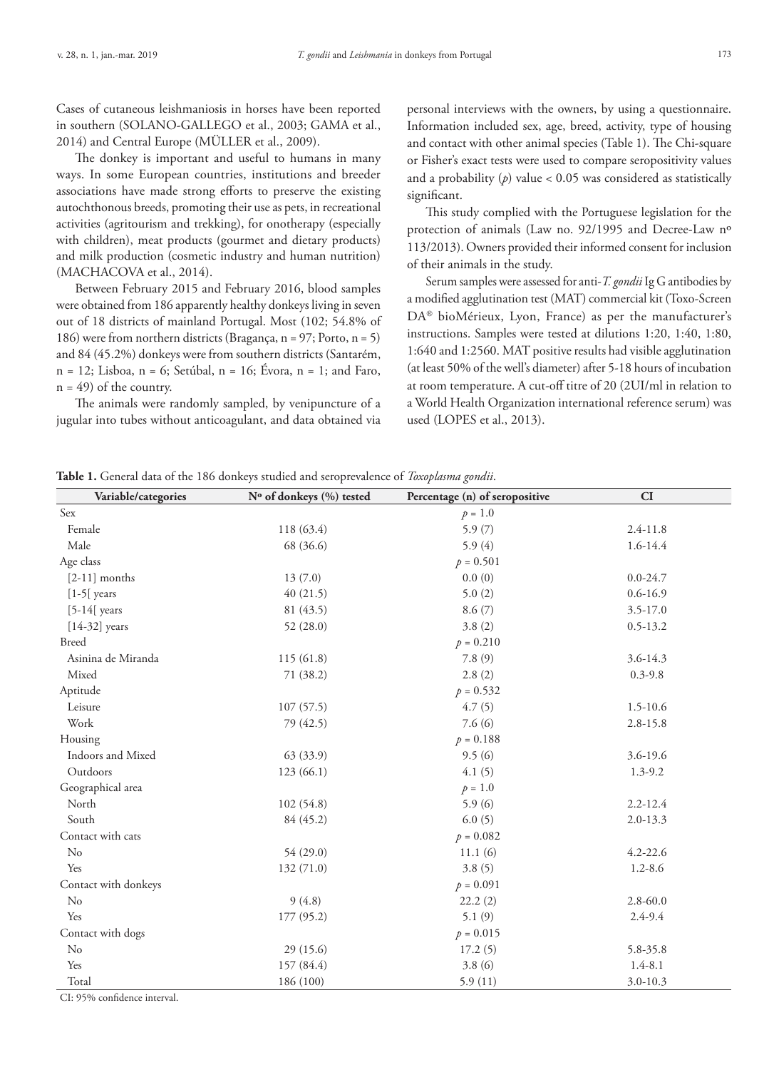Cases of cutaneous leishmaniosis in horses have been reported in southern (SOLANO-GALLEGO et al., 2003; GAMA et al., 2014) and Central Europe (MÜLLER et al., 2009).

The donkey is important and useful to humans in many ways. In some European countries, institutions and breeder associations have made strong efforts to preserve the existing autochthonous breeds, promoting their use as pets, in recreational activities (agritourism and trekking), for onotherapy (especially with children), meat products (gourmet and dietary products) and milk production (cosmetic industry and human nutrition) (MACHACOVA et al., 2014).

Between February 2015 and February 2016, blood samples were obtained from 186 apparently healthy donkeys living in seven out of 18 districts of mainland Portugal. Most (102; 54.8% of 186) were from northern districts (Bragança, n = 97; Porto, n = 5) and 84 (45.2%) donkeys were from southern districts (Santarém, n = 12; Lisboa, n = 6; Setúbal, n = 16; Évora, n = 1; and Faro, n = 49) of the country.

The animals were randomly sampled, by venipuncture of a jugular into tubes without anticoagulant, and data obtained via personal interviews with the owners, by using a questionnaire. Information included sex, age, breed, activity, type of housing and contact with other animal species (Table 1). The Chi-square or Fisher's exact tests were used to compare seropositivity values and a probability ($p$) value $< 0.05$ was considered as statistically significant.

This study complied with the Portuguese legislation for the protection of animals (Law no. 92/1995 and Decree-Law nº 113/2013). Owners provided their informed consent for inclusion of their animals in the study.

Serum samples were assessed for anti-*T. gondii* IgG antibodies by a modified agglutination test (MAT) commercial kit (Toxo-Screen DA® bioMérieux, Lyon, France) as per the manufacturer's instructions. Samples were tested at dilutions 1:20, 1:40, 1:80, 1:640 and 1:2560. MAT positive results had visible agglutination (at least 50% of the well's diameter) after 5-18 hours of incubation at room temperature. A cut-off titre of 20 (2UI/ml in relation to a World Health Organization international reference serum) was used (LOPES et al., 2013).

**Table 1.** General data of the 186 donkeys studied and seroprevalence of *Toxoplasma gondii*.

| Variable/categories | Nº of donkeys (%) tested | Percentage (n) of seropositive | CI |
|---|---|---|---|
| Sex | | $p = 1.0$ | |
| Female | 118 (63.4) | 5.9 (7) | 2.4-11.8 |
| Male | 68 (36.6) | 5.9 (4) | 1.6-14.4 |
| Age class | | $p = 0.501$ | |
| [2-11] months | 13 (7.0) | 0.0 (0) | 0.0-24.7 |
| [1-5[ years | 40 (21.5) | 5.0 (2) | 0.6-16.9 |
| [5-14[ years | 81 (43.5) | 8.6 (7) | 3.5-17.0 |
| [14-32] years | 52 (28.0) | 3.8 (2) | 0.5-13.2 |
| Breed | | $p = 0.210$ | |
| Asinina de Miranda | 115 (61.8) | 7.8 (9) | 3.6-14.3 |
| Mixed | 71 (38.2) | 2.8 (2) | 0.3-9.8 |
| Aptitude | | $p = 0.532$ | |
| Leisure | 107 (57.5) | 4.7 (5) | 1.5-10.6 |
| Work | 79 (42.5) | 7.6 (6) | 2.8-15.8 |
| Housing | | $p = 0.188$ | |
| Indoors and Mixed | 63 (33.9) | 9.5 (6) | 3.6-19.6 |
| Outdoors | 123 (66.1) | 4.1 (5) | 1.3-9.2 |
| Geographical area | | $p = 1.0$ | |
| North | 102 (54.8) | 5.9 (6) | 2.2-12.4 |
| South | 84 (45.2) | 6.0 (5) | 2.0-13.3 |
| Contact with cats | | $p = 0.082$ | |
| No | 54 (29.0) | 11.1 (6) | 4.2-22.6 |
| Yes | 132 (71.0) | 3.8 (5) | 1.2-8.6 |
| Contact with donkeys | | $p = 0.091$ | |
| No | 9 (4.8) | 22.2 (2) | 2.8-60.0 |
| Yes | 177 (95.2) | 5.1 (9) | 2.4-9.4 |
| Contact with dogs | | $p = 0.015$ | |
| No | 29 (15.6) | 17.2 (5) | 5.8-35.8 |
| Yes | 157 (84.4) | 3.8 (6) | 1.4-8.1 |
| Total | 186 (100) | 5.9 (11) | 3.0-10.3 |

CI: 95% confidence interval.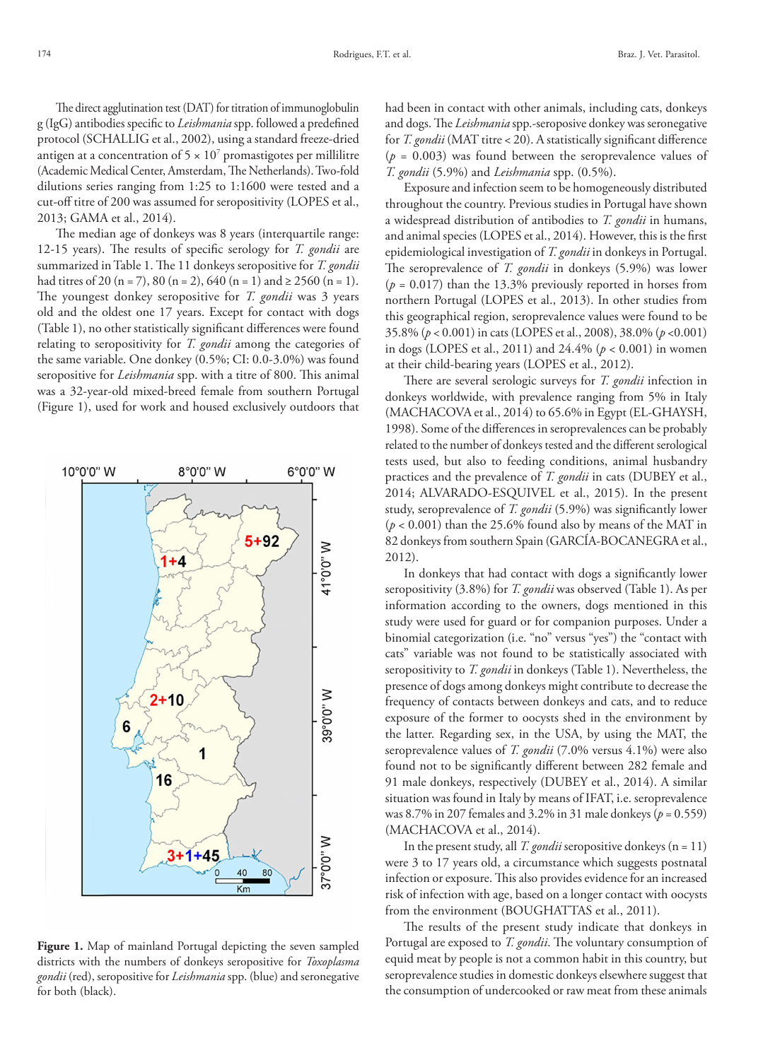The direct agglutination test (DAT) for titration of immunoglobulin g (IgG) antibodies specific to *Leishmania* spp. followed a predefined protocol (SCHALLIG et al., 2002), using a standard freeze-dried antigen at a concentration of $5 \times 10^7$ promastigotes per millilitre (Academic Medical Center, Amsterdam, The Netherlands). Two-fold dilutions series ranging from 1:25 to 1:1600 were tested and a cut-off titre of 200 was assumed for seropositivity (LOPES et al., 2013; GAMA et al., 2014).

The median age of donkeys was 8 years (interquartile range: 12-15 years). The results of specific serology for *T. gondii* are summarized in Table 1. The 11 donkeys seropositive for *T. gondii* had titres of 20 (n = 7), 80 (n = 2), 640 (n = 1) and ≥ 2560 (n = 1). The youngest donkey seropositive for *T. gondii* was 3 years old and the oldest one 17 years. Except for contact with dogs (Table 1), no other statistically significant differences were found relating to seropositivity for *T. gondii* among the categories of the same variable. One donkey (0.5%; CI: 0.0-3.0%) was found seropositive for *Leishmania* spp. with a titre of 800. This animal was a 32-year-old mixed-breed female from southern Portugal (Figure 1), used for work and housed exclusively outdoors that had been in contact with other animals, including cats, donkeys and dogs. The *Leishmania* spp.-seropositive donkey was seronegative for *T. gondii* (MAT titre < 20). A statistically significant difference ($p = 0.003$) was found between the seroprevalence values of *T. gondii* (5.9%) and *Leishmania* spp. (0.5%).

**Figure 1.** Map of mainland Portugal depicting the seven sampled districts with the numbers of donkeys seropositive for *Toxoplasma gondii* (red), seropositive for *Leishmania* spp. (blue) and seronegative for both (black).

Exposure and infection seem to be homogeneously distributed throughout the country. Previous studies in Portugal have shown a widespread distribution of antibodies to *T. gondii* in humans, and animal species (LOPES et al., 2014). However, this is the first epidemiological investigation of *T. gondii* in donkeys in Portugal. The seroprevalence of *T. gondii* in donkeys (5.9%) was lower ($p = 0.017$) than the 13.3% previously reported in horses from northern Portugal (LOPES et al., 2013). In other studies from this geographical region, seroprevalence values were found to be 35.8% ($p < 0.001$) in cats (LOPES et al., 2008), 38.0% ($p < 0.001$) in dogs (LOPES et al., 2011) and 24.4% ($p < 0.001$) in women at their child-bearing years (LOPES et al., 2012).

There are several serologic surveys for *T. gondii* infection in donkeys worldwide, with prevalence ranging from 5% in Italy (MACHACOVA et al., 2014) to 65.6% in Egypt (EL-GHAYSH, 1998). Some of the differences in seroprevalences can be probably related to the number of donkeys tested and the different serological tests used, but also to feeding conditions, animal husbandry practices and the prevalence of *T. gondii* in cats (DUBEY et al., 2014; ALVARADO-ESQUIVEL et al., 2015). In the present study, seroprevalence of *T. gondii* (5.9%) was significantly lower ($p < 0.001$) than the 25.6% found also by means of the MAT in 82 donkeys from southern Spain (GARCÍA-BOCANEGRA et al., 2012).

In donkeys that had contact with dogs a significantly lower seropositivity (3.8%) for *T. gondii* was observed (Table 1). As per information according to the owners, dogs mentioned in this study were used for guard or for companion purposes. Under a binomial categorization (i.e. "no" versus "yes") the "contact with cats" variable was not found to be statistically associated with seropositivity to *T. gondii* in donkeys (Table 1). Nevertheless, the presence of dogs among donkeys might contribute to decrease the frequency of contacts between donkeys and cats, and to reduce exposure of the former to oocysts shed in the environment by the latter. Regarding sex, in the USA, by using the MAT, the seroprevalence values of *T. gondii* (7.0% versus 4.1%) were also found not to be significantly different between 282 female and 91 male donkeys, respectively (DUBEY et al., 2014). A similar situation was found in Italy by means of IFAT, i.e. seroprevalence was 8.7% in 207 females and 3.2% in 31 male donkeys ($p = 0.559$) (MACHACOVA et al., 2014).

In the present study, all *T. gondii* seropositive donkeys (n = 11) were 3 to 17 years old, a circumstance which suggests postnatal infection or exposure. This also provides evidence for an increased risk of infection with age, based on a longer contact with oocysts from the environment (BOUGHATTAS et al., 2011).

The results of the present study indicate that donkeys in Portugal are exposed to *T. gondii*. The voluntary consumption of equid meat by people is not a common habit in this country, but seroprevalence studies in domestic donkeys elsewhere suggest that the consumption of undercooked or raw meat from these animals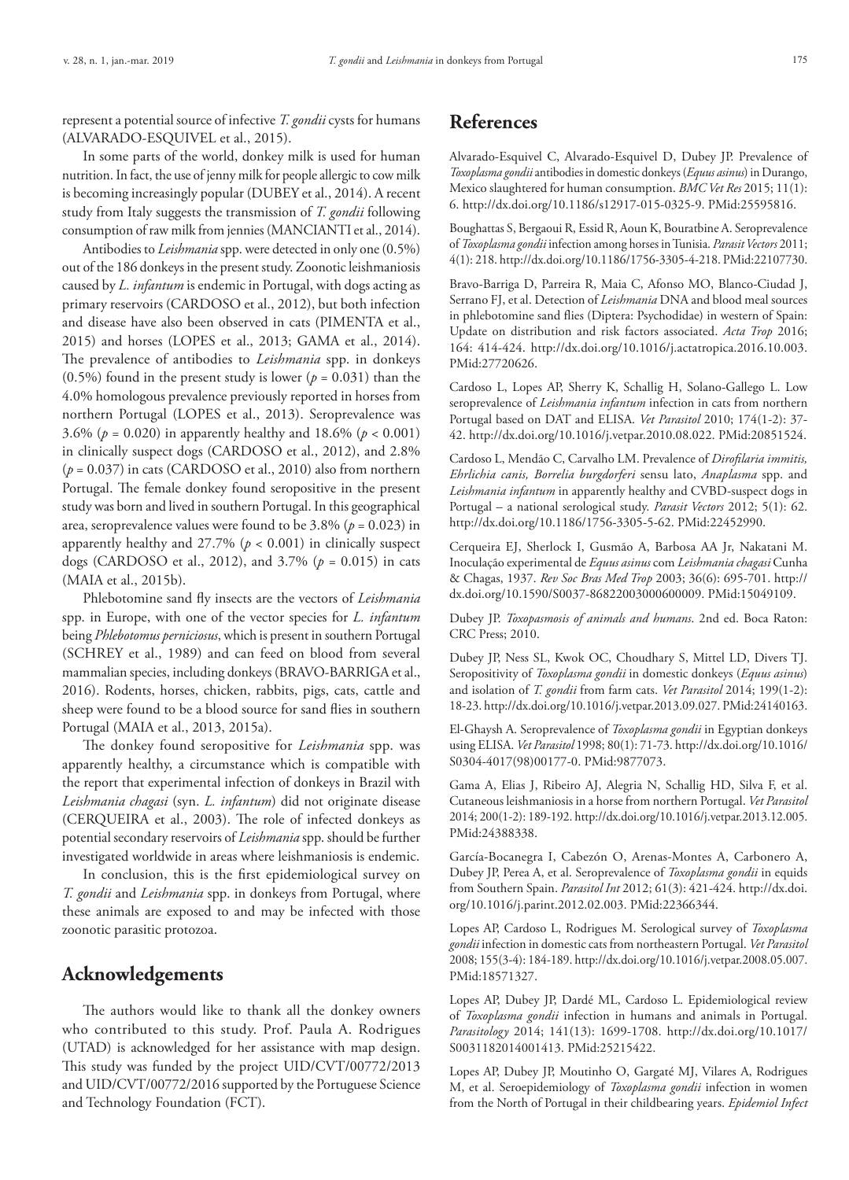represent a potential source of infective *T. gondii* cysts for humans (ALVARADO-ESQUIVEL et al., 2015).

In some parts of the world, donkey milk is used for human nutrition. In fact, the use of jenny milk for people allergic to cow milk is becoming increasingly popular (DUBEY et al., 2014). A recent study from Italy suggests the transmission of *T. gondii* following consumption of raw milk from jennies (MANCIANTI et al., 2014).

Antibodies to *Leishmania* spp. were detected in only one (0.5%) out of the 186 donkeys in the present study. Zoonotic leishmaniosis caused by *L. infantum* is endemic in Portugal, with dogs acting as primary reservoirs (CARDOSO et al., 2012), but both infection and disease have also been observed in cats (PIMENTA et al., 2015) and horses (LOPES et al., 2013; GAMA et al., 2014). The prevalence of antibodies to *Leishmania* spp. in donkeys (0.5%) found in the present study is lower ($p = 0.031$) than the 4.0% homologous prevalence previously reported in horses from northern Portugal (LOPES et al., 2013). Seroprevalence was 3.6% ($p = 0.020$) in apparently healthy and 18.6% ($p < 0.001$) in clinically suspect dogs (CARDOSO et al., 2012), and 2.8% ($p = 0.037$) in cats (CARDOSO et al., 2010) also from northern Portugal. The female donkey found seropositive in the present study was born and lived in southern Portugal. In this geographical area, seroprevalence values were found to be 3.8% ($p = 0.023$) in apparently healthy and 27.7% ($p < 0.001$) in clinically suspect dogs (CARDOSO et al., 2012), and 3.7% ($p = 0.015$) in cats (MAIA et al., 2015b).

Phlebotomine sand fly insects are the vectors of *Leishmania* spp. in Europe, with one of the vector species for *L. infantum* being *Phlebotomus perniciosus*, which is present in southern Portugal (SCHREY et al., 1989) and can feed on blood from several mammalian species, including donkeys (BRAVO-BARRIGA et al., 2016). Rodents, horses, chicken, rabbits, pigs, cats, cattle and sheep were found to be a blood source for sand flies in southern Portugal (MAIA et al., 2013, 2015a).

The donkey found seropositive for *Leishmania* spp. was apparently healthy, a circumstance which is compatible with the report that experimental infection of donkeys in Brazil with *Leishmania chagasi* (syn. *L. infantum*) did not originate disease (CERQUEIRA et al., 2003). The role of infected donkeys as potential secondary reservoirs of *Leishmania* spp. should be further investigated worldwide in areas where leishmaniosis is endemic.

In conclusion, this is the first epidemiological survey on *T. gondii* and *Leishmania* spp. in donkeys from Portugal, where these animals are exposed to and may be infected with those zoonotic parasitic protozoa.

## Acknowledgements

The authors would like to thank all the donkey owners who contributed to this study. Prof. Paula A. Rodrigues (UTAD) is acknowledged for her assistance with map design. This study was funded by the project UID/CVT/00772/2013 and UID/CVT/00772/2016 supported by the Portuguese Science and Technology Foundation (FCT).

## References

Alvarado-Esquivel C, Alvarado-Esquivel D, Dubey JP. Prevalence of *Toxoplasma gondii* antibodies in domestic donkeys (*Equus asinus*) in Durango, Mexico slaughtered for human consumption. *BMC Vet Res* 2015; 11(1): 6. http://dx.doi.org/10.1186/s12917-015-0325-9. PMid:25595816.

Boughattas S, Bergaoui R, Essid R, Aoun K, Bouratbine A. Seroprevalence of *Toxoplasma gondii* infection among horses in Tunisia. *Parasit Vectors* 2011; 4(1): 218. http://dx.doi.org/10.1186/1756-3305-4-218. PMid:22107730.

Bravo-Barriga D, Parreira R, Maia C, Afonso MO, Blanco-Ciudad J, Serrano FJ, et al. Detection of *Leishmania* DNA and blood meal sources in phlebotomine sand flies (Diptera: Psychodidae) in western of Spain: Update on distribution and risk factors associated. *Acta Trop* 2016; 164: 414-424. http://dx.doi.org/10.1016/j.actatropica.2016.10.003. PMid:27720626.

Cardoso L, Lopes AP, Sherry K, Schallig H, Solano-Gallego L. Low seroprevalence of *Leishmania infantum* infection in cats from northern Portugal based on DAT and ELISA. *Vet Parasitol* 2010; 174(1-2): 37-42. http://dx.doi.org/10.1016/j.vetpar.2010.08.022. PMid:20851524.

Cardoso L, Mendão C, Carvalho LM. Prevalence of *Dirofilaria immitis, Ehrlichia canis, Borrelia burgdorferi* sensu lato, *Anaplasma* spp. and *Leishmania infantum* in apparently healthy and CVBD-suspect dogs in Portugal – a national serological study. *Parasit Vectors* 2012; 5(1): 62. http://dx.doi.org/10.1186/1756-3305-5-62. PMid:22452990.

Cerqueira EJ, Sherlock I, Gusmão A, Barbosa AA Jr, Nakatani M. Inoculação experimental de *Equus asinus* com *Leishmania chagasi* Cunha & Chagas, 1937. *Rev Soc Bras Med Trop* 2003; 36(6): 695-701. http://dx.doi.org/10.1590/S0037-86822003000600009. PMid:15049109.

Dubey JP. *Toxopasmosis of animals and humans*. 2nd ed. Boca Raton: CRC Press; 2010.

Dubey JP, Ness SL, Kwok OC, Choudhary S, Mittel LD, Divers TJ. Seropositivity of *Toxoplasma gondii* in domestic donkeys (*Equus asinus*) and isolation of *T. gondii* from farm cats. *Vet Parasitol* 2014; 199(1-2): 18-23. http://dx.doi.org/10.1016/j.vetpar.2013.09.027. PMid:24140163.

El-Ghaysh A. Seroprevalence of *Toxoplasma gondii* in Egyptian donkeys using ELISA. *Vet Parasitol* 1998; 80(1): 71-73. http://dx.doi.org/10.1016/S0304-4017(98)00177-0. PMid:9877073.

Gama A, Elias J, Ribeiro AJ, Alegria N, Schallig HD, Silva F, et al. Cutaneous leishmaniosis in a horse from northern Portugal. *Vet Parasitol* 2014; 200(1-2): 189-192. http://dx.doi.org/10.1016/j.vetpar.2013.12.005. PMid:24388338.

García-Bocanegra I, Cabezón O, Arenas-Montes A, Carbonero A, Dubey JP, Perea A, et al. Seroprevalence of *Toxoplasma gondii* in equids from Southern Spain. *Parasitol Int* 2012; 61(3): 421-424. http://dx.doi.org/10.1016/j.parint.2012.02.003. PMid:22366344.

Lopes AP, Cardoso L, Rodrigues M. Serological survey of *Toxoplasma gondii* infection in domestic cats from northeastern Portugal. *Vet Parasitol* 2008; 155(3-4): 184-189. http://dx.doi.org/10.1016/j.vetpar.2008.05.007. PMid:18571327.

Lopes AP, Dubey JP, Dardé ML, Cardoso L. Epidemiological review of *Toxoplasma gondii* infection in humans and animals in Portugal. *Parasitology* 2014; 141(13): 1699-1708. http://dx.doi.org/10.1017/S0031182014001413. PMid:25215422.

Lopes AP, Dubey JP, Moutinho O, Gargaté MJ, Vilares A, Rodrigues M, et al. Seroepidemiology of *Toxoplasma gondii* infection in women from the North of Portugal in their childbearing years. *Epidemiol Infect*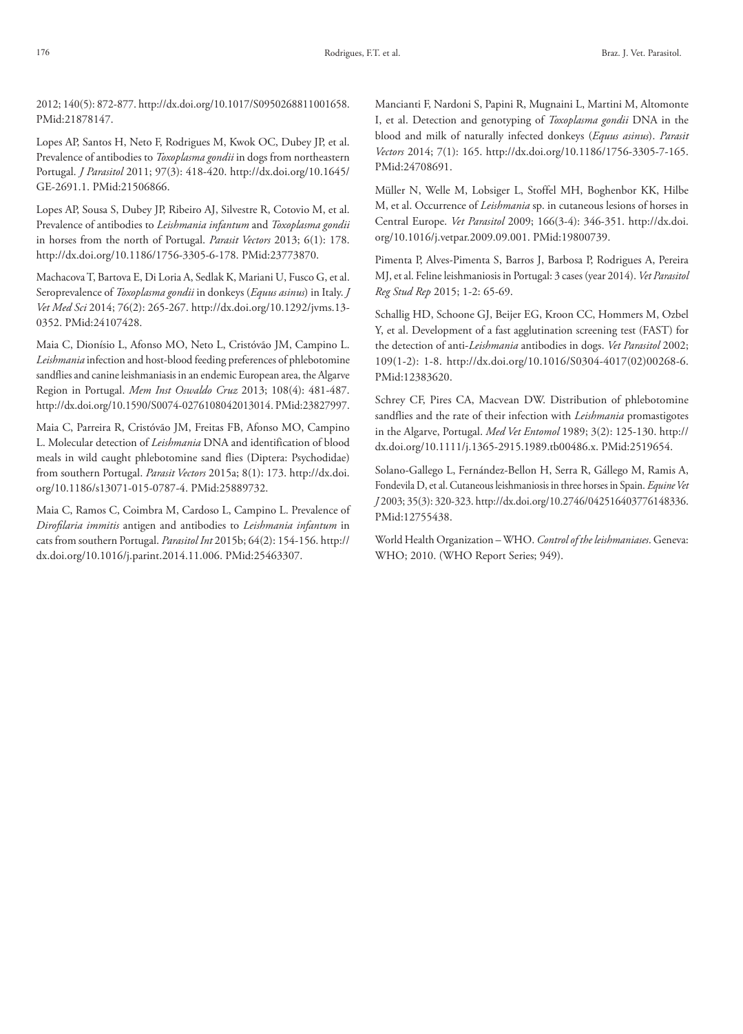2012; 140(5): 872-877. http://dx.doi.org/10.1017/S0950268811001658. PMid:21878147.

Lopes AP, Santos H, Neto F, Rodrigues M, Kwok OC, Dubey JP, et al. Prevalence of antibodies to *Toxoplasma gondii* in dogs from northeastern Portugal. *J Parasitol* 2011; 97(3): 418-420. http://dx.doi.org/10.1645/GE-2691.1. PMid:21506866.

Lopes AP, Sousa S, Dubey JP, Ribeiro AJ, Silvestre R, Cotovio M, et al. Prevalence of antibodies to *Leishmania infantum* and *Toxoplasma gondii* in horses from the north of Portugal. *Parasit Vectors* 2013; 6(1): 178. http://dx.doi.org/10.1186/1756-3305-6-178. PMid:23773870.

Machacova T, Bartova E, Di Loria A, Sedlak K, Mariani U, Fusco G, et al. Seroprevalence of *Toxoplasma gondii* in donkeys (*Equus asinus*) in Italy. *J Vet Med Sci* 2014; 76(2): 265-267. http://dx.doi.org/10.1292/jvms.13-0352. PMid:24107428.

Maia C, Dionísio L, Afonso MO, Neto L, Cristóvão JM, Campino L. *Leishmania* infection and host-blood feeding preferences of phlebotomine sandflies and canine leishmaniasis in an endemic European area, the Algarve Region in Portugal. *Mem Inst Oswaldo Cruz* 2013; 108(4): 481-487. http://dx.doi.org/10.1590/S0074-0276108042013014. PMid:23827997.

Maia C, Parreira R, Cristóvão JM, Freitas FB, Afonso MO, Campino L. Molecular detection of *Leishmania* DNA and identification of blood meals in wild caught phlebotomine sand flies (Diptera: Psychodidae) from southern Portugal. *Parasit Vectors* 2015a; 8(1): 173. http://dx.doi.org/10.1186/s13071-015-0787-4. PMid:25889732.

Maia C, Ramos C, Coimbra M, Cardoso L, Campino L. Prevalence of *Dirofilaria immitis* antigen and antibodies to *Leishmania infantum* in cats from southern Portugal. *Parasitol Int* 2015b; 64(2): 154-156. http://dx.doi.org/10.1016/j.parint.2014.11.006. PMid:25463307.

Mancianti F, Nardoni S, Papini R, Mugnaini L, Martini M, Altomonte I, et al. Detection and genotyping of *Toxoplasma gondii* DNA in the blood and milk of naturally infected donkeys (*Equus asinus*). *Parasit Vectors* 2014; 7(1): 165. http://dx.doi.org/10.1186/1756-3305-7-165. PMid:24708691.

Müller N, Welle M, Lobsiger L, Stoffel MH, Boghenbor KK, Hilbe M, et al. Occurrence of *Leishmania* sp. in cutaneous lesions of horses in Central Europe. *Vet Parasitol* 2009; 166(3-4): 346-351. http://dx.doi.org/10.1016/j.vetpar.2009.09.001. PMid:19800739.

Pimenta P, Alves-Pimenta S, Barros J, Barbosa P, Rodrigues A, Pereira MJ, et al. Feline leishmaniosis in Portugal: 3 cases (year 2014). *Vet Parasitol Reg Stud Rep* 2015; 1-2: 65-69.

Schallig HD, Schoone GJ, Beijer EG, Kroon CC, Hommers M, Ozbel Y, et al. Development of a fast agglutination screening test (FAST) for the detection of anti-*Leishmania* antibodies in dogs. *Vet Parasitol* 2002; 109(1-2): 1-8. http://dx.doi.org/10.1016/S0304-4017(02)00268-6. PMid:12383620.

Schrey CF, Pires CA, Macvean DW. Distribution of phlebotomine sandflies and the rate of their infection with *Leishmania* promastigotes in the Algarve, Portugal. *Med Vet Entomol* 1989; 3(2): 125-130. http://dx.doi.org/10.1111/j.1365-2915.1989.tb00486.x. PMid:2519654.

Solano-Gallego L, Fernández-Bellon H, Serra R, Gállego M, Ramis A, Fondevila D, et al. Cutaneous leishmaniosis in three horses in Spain. *Equine Vet J* 2003; 35(3): 320-323. http://dx.doi.org/10.2746/042516403776148336. PMid:12755438.

World Health Organization – WHO. *Control of the leishmaniases*. Geneva: WHO; 2010. (WHO Report Series; 949).